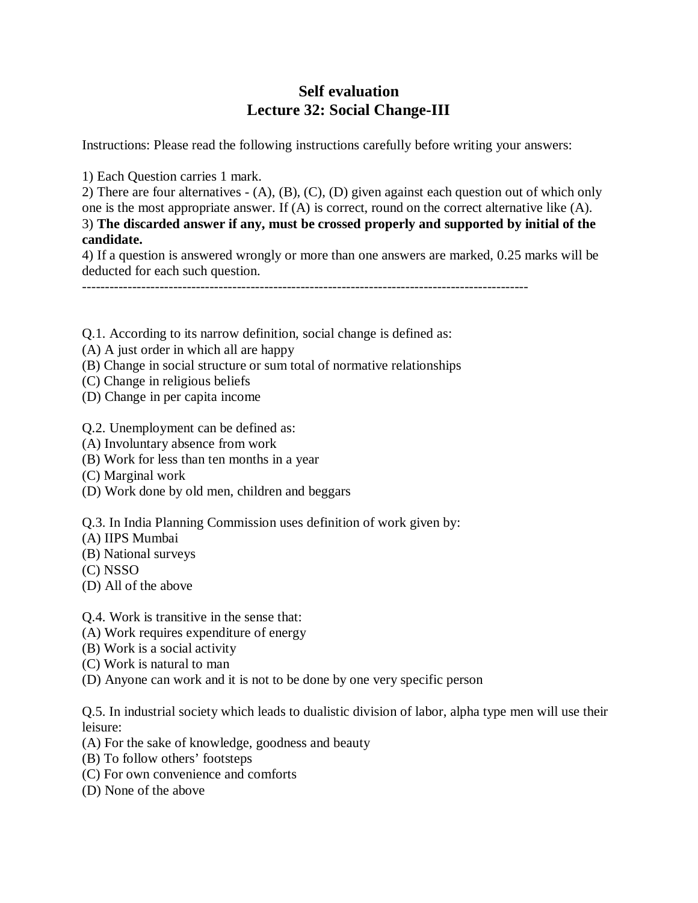# Self evaluation
# Lecture 32: Social Change-III

Instructions: Please read the following instructions carefully before writing your answers:

1) Each Question carries 1 mark.
2) There are four alternatives - (A), (B), (C), (D) given against each question out of which only one is the most appropriate answer. If (A) is correct, round on the correct alternative like (A).
3) **The discarded answer if any, must be crossed properly and supported by initial of the candidate.**
4) If a question is answered wrongly or more than one answers are marked, 0.25 marks will be deducted for each such question.

---

Q.1. According to its narrow definition, social change is defined as:
(A) A just order in which all are happy
(B) Change in social structure or sum total of normative relationships
(C) Change in religious beliefs
(D) Change in per capita income

Q.2. Unemployment can be defined as:
(A) Involuntary absence from work
(B) Work for less than ten months in a year
(C) Marginal work
(D) Work done by old men, children and beggars

Q.3. In India Planning Commission uses definition of work given by:
(A) IIPS Mumbai
(B) National surveys
(C) NSSO
(D) All of the above

Q.4. Work is transitive in the sense that:
(A) Work requires expenditure of energy
(B) Work is a social activity
(C) Work is natural to man
(D) Anyone can work and it is not to be done by one very specific person

Q.5. In industrial society which leads to dualistic division of labor, alpha type men will use their leisure:
(A) For the sake of knowledge, goodness and beauty
(B) To follow others' footsteps
(C) For own convenience and comforts
(D) None of the above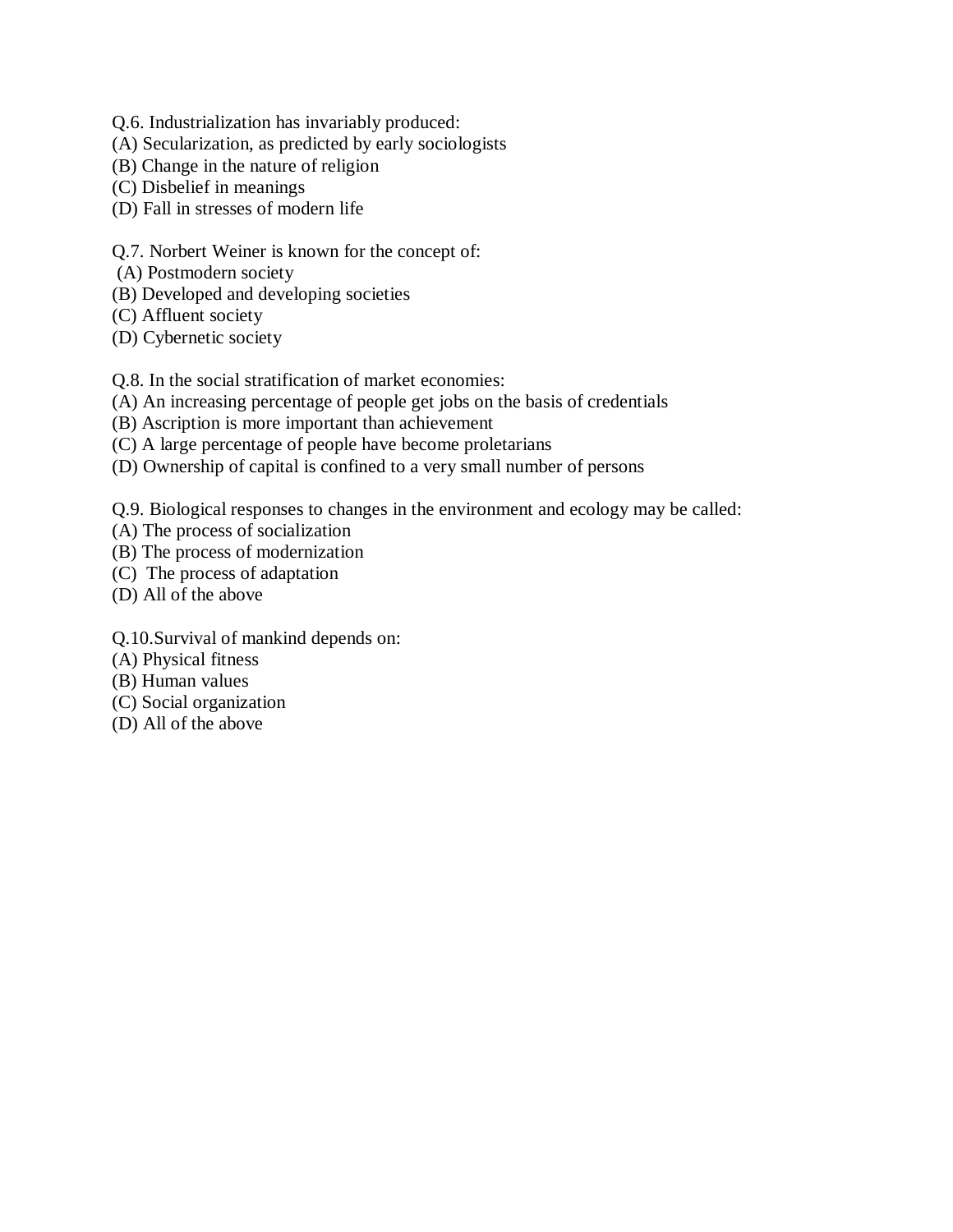Q.6. Industrialization has invariably produced:
(A) Secularization, as predicted by early sociologists
(B) Change in the nature of religion
(C) Disbelief in meanings
(D) Fall in stresses of modern life

Q.7. Norbert Weiner is known for the concept of:
(A) Postmodern society
(B) Developed and developing societies
(C) Affluent society
(D) Cybernetic society

Q.8. In the social stratification of market economies:
(A) An increasing percentage of people get jobs on the basis of credentials
(B) Ascription is more important than achievement
(C) A large percentage of people have become proletarians
(D) Ownership of capital is confined to a very small number of persons

Q.9. Biological responses to changes in the environment and ecology may be called:
(A) The process of socialization
(B) The process of modernization
(C) The process of adaptation
(D) All of the above

Q.10.Survival of mankind depends on:
(A) Physical fitness
(B) Human values
(C) Social organization
(D) All of the above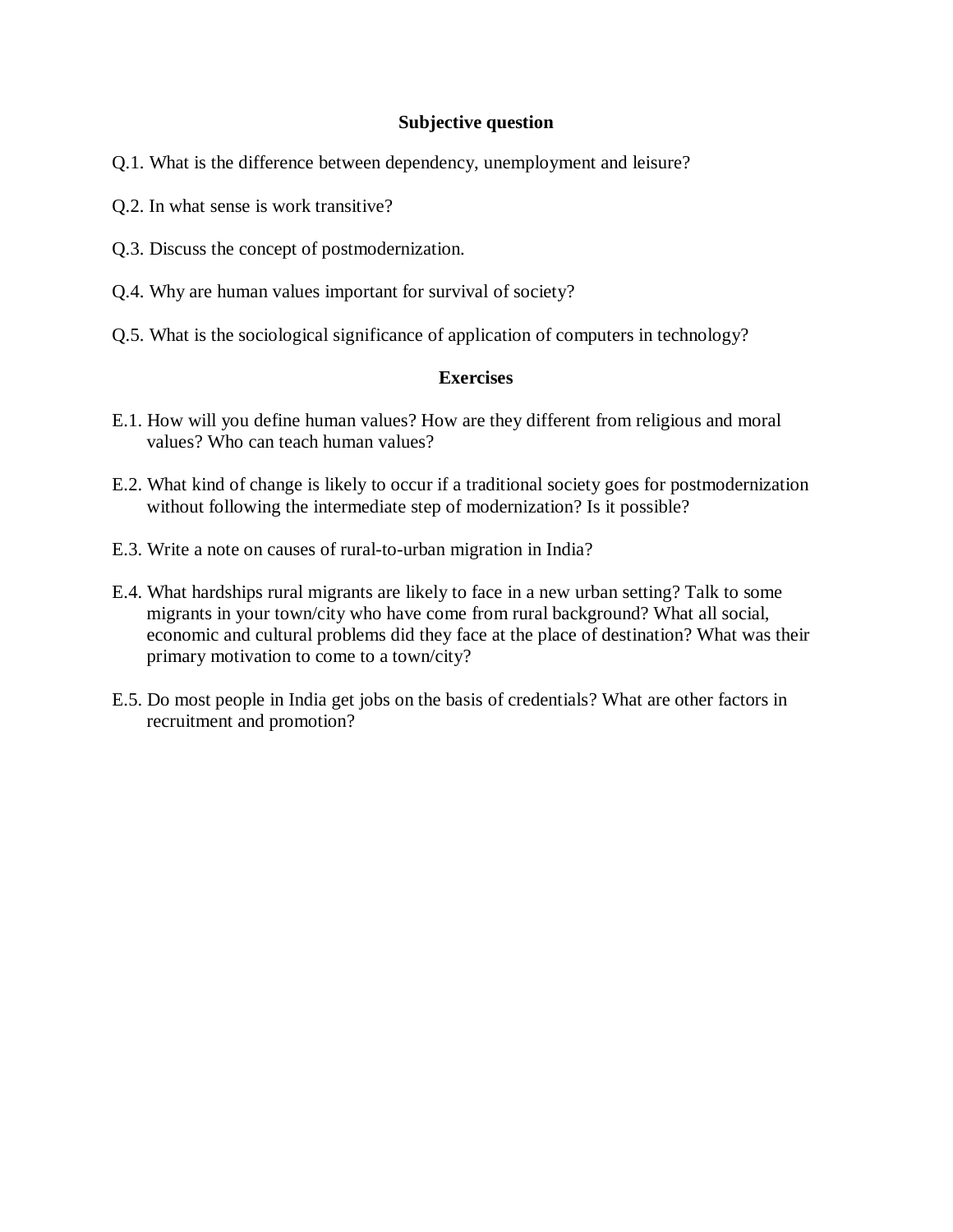## Subjective question

Q.1. What is the difference between dependency, unemployment and leisure?

Q.2. In what sense is work transitive?

Q.3. Discuss the concept of postmodernization.

Q.4. Why are human values important for survival of society?

Q.5. What is the sociological significance of application of computers in technology?

## Exercises

E.1. How will you define human values? How are they different from religious and moral values? Who can teach human values?

E.2. What kind of change is likely to occur if a traditional society goes for postmodernization without following the intermediate step of modernization? Is it possible?

E.3. Write a note on causes of rural-to-urban migration in India?

E.4. What hardships rural migrants are likely to face in a new urban setting? Talk to some migrants in your town/city who have come from rural background? What all social, economic and cultural problems did they face at the place of destination? What was their primary motivation to come to a town/city?

E.5. Do most people in India get jobs on the basis of credentials? What are other factors in recruitment and promotion?